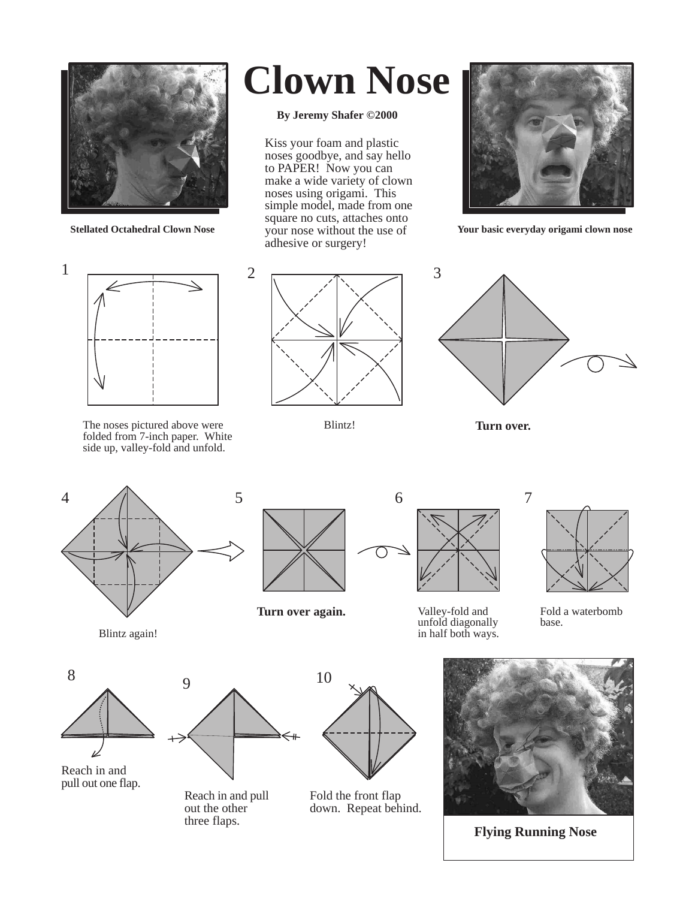# Clown Nose

**By Jeremy Shafer ©2000**

Kiss your foam and plastic noses goodbye, and say hello to PAPER! Now you can make a wide variety of clown noses using origami. This simple model, made from one square no cuts, attaches onto your nose without the use of adhesive or surgery!

**Stellated Octahedral Clown Nose**

**Your basic everyday origami clown nose**

1

The noses pictured above were folded from 7-inch paper. White side up, valley-fold and unfold.

2

Blintz!

3

**Turn over.**

4

Blintz again!

5

**Turn over again.**

6

Valley-fold and unfold diagonally in half both ways.

7

Fold a waterbomb base.

8

Reach in and pull out one flap.

9

Reach in and pull out the other three flaps.

10

Fold the front flap down. Repeat behind.

**Flying Running Nose**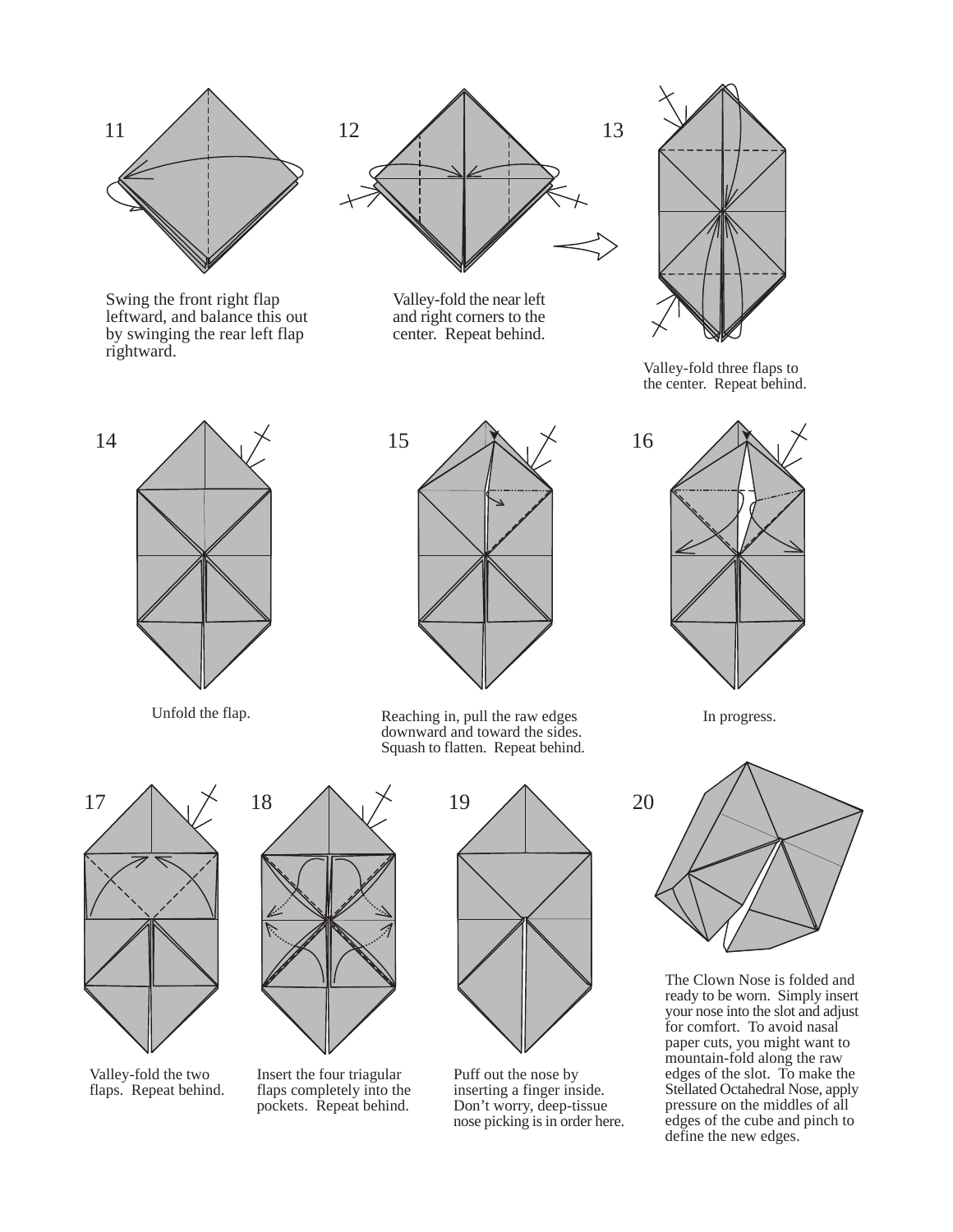11

Swing the front right flap leftward, and balance this out by swinging the rear left flap rightward.

12

Valley-fold the near left and right corners to the center. Repeat behind.

13

Valley-fold three flaps to the center. Repeat behind.

14

Unfold the flap.

15

Reaching in, pull the raw edges downward and toward the sides. Squash to flatten. Repeat behind.

16

In progress.

17

Valley-fold the two flaps. Repeat behind.

18

Insert the four triagular flaps completely into the pockets. Repeat behind.

19

Puff out the nose by inserting a finger inside. Don't worry, deep-tissue nose picking is in order here.

20

The Clown Nose is folded and ready to be worn. Simply insert your nose into the slot and adjust for comfort. To avoid nasal paper cuts, you might want to mountain-fold along the raw edges of the slot. To make the Stellated Octahedral Nose, apply pressure on the middles of all edges of the cube and pinch to define the new edges.